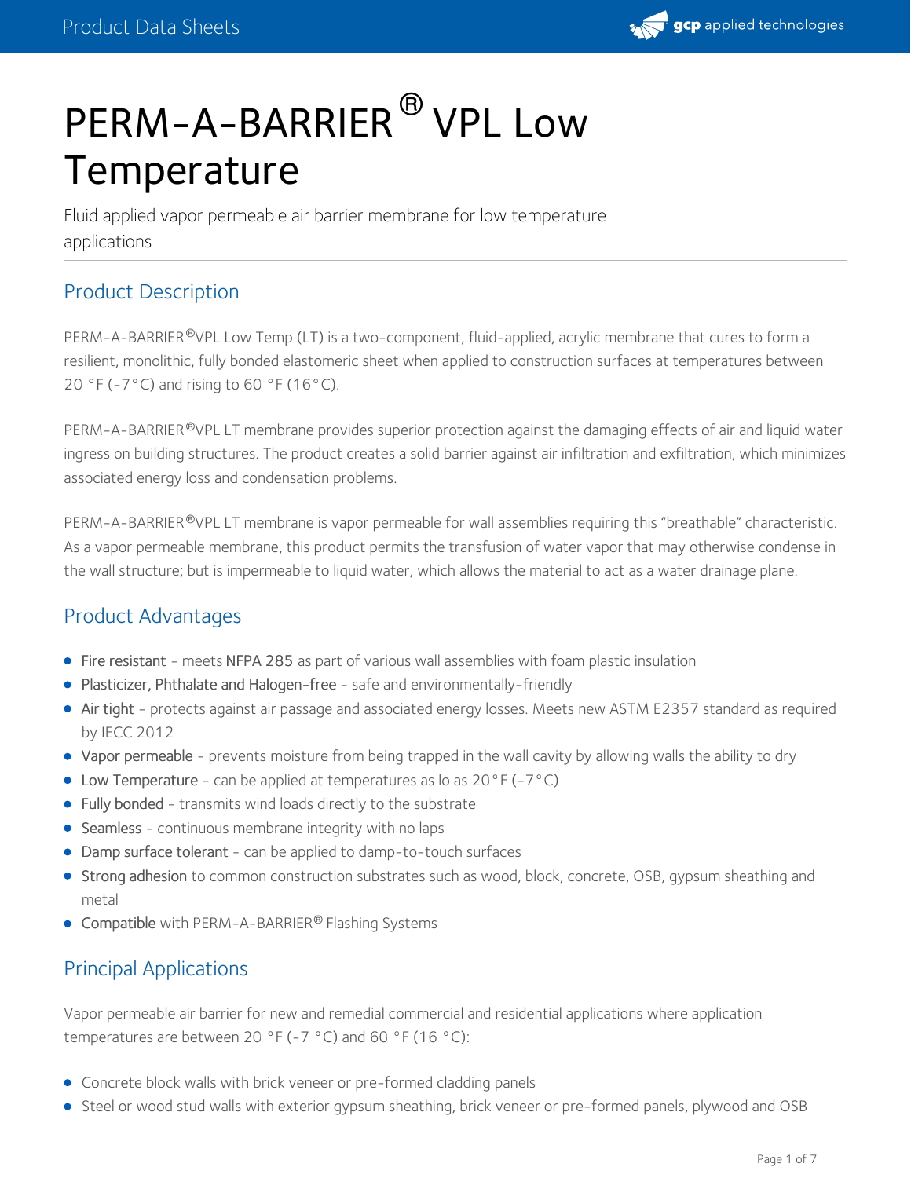# PERM-A-BARRIER® VPL Low Temperature

Fluid applied vapor permeable air barrier membrane for low temperature applications

## Product Description

PERM-A-BARRIER®VPL Low Temp (LT) is a two-component, fluid-applied, acrylic membrane that cures to form a resilient, monolithic, fully bonded elastomeric sheet when applied to construction surfaces at temperatures between 20 °F (-7°C) and rising to 60 °F (16°C).

PERM-A-BARRIER®VPL LT membrane provides superior protection against the damaging effects of air and liquid water ingress on building structures. The product creates a solid barrier against air infiltration and exfiltration, which minimizes associated energy loss and condensation problems.

PERM-A-BARRIER®VPL LT membrane is vapor permeable for wall assemblies requiring this "breathable" characteristic. As a vapor permeable membrane, this product permits the transfusion of water vapor that may otherwise condense in the wall structure; but is impermeable to liquid water, which allows the material to act as a water drainage plane.

## Product Advantages

- Fire resistant - meets NFPA 285 as part of various wall assemblies with foam plastic insulation
- Plasticizer, Phthalate and Halogen-free - safe and environmentally-friendly
- Air tight - protects against air passage and associated energy losses. Meets new ASTM E2357 standard as required by IECC 2012
- Vapor permeable - prevents moisture from being trapped in the wall cavity by allowing walls the ability to dry
- Low Temperature - can be applied at temperatures as lo as 20°F (-7°C)
- Fully bonded - transmits wind loads directly to the substrate
- Seamless - continuous membrane integrity with no laps
- Damp surface tolerant - can be applied to damp-to-touch surfaces
- Strong adhesion to common construction substrates such as wood, block, concrete, OSB, gypsum sheathing and metal
- Compatible with PERM-A-BARRIER® Flashing Systems

## Principal Applications

Vapor permeable air barrier for new and remedial commercial and residential applications where application temperatures are between 20 °F (-7 °C) and 60 °F (16 °C):

- Concrete block walls with brick veneer or pre-formed cladding panels
- Steel or wood stud walls with exterior gypsum sheathing, brick veneer or pre-formed panels, plywood and OSB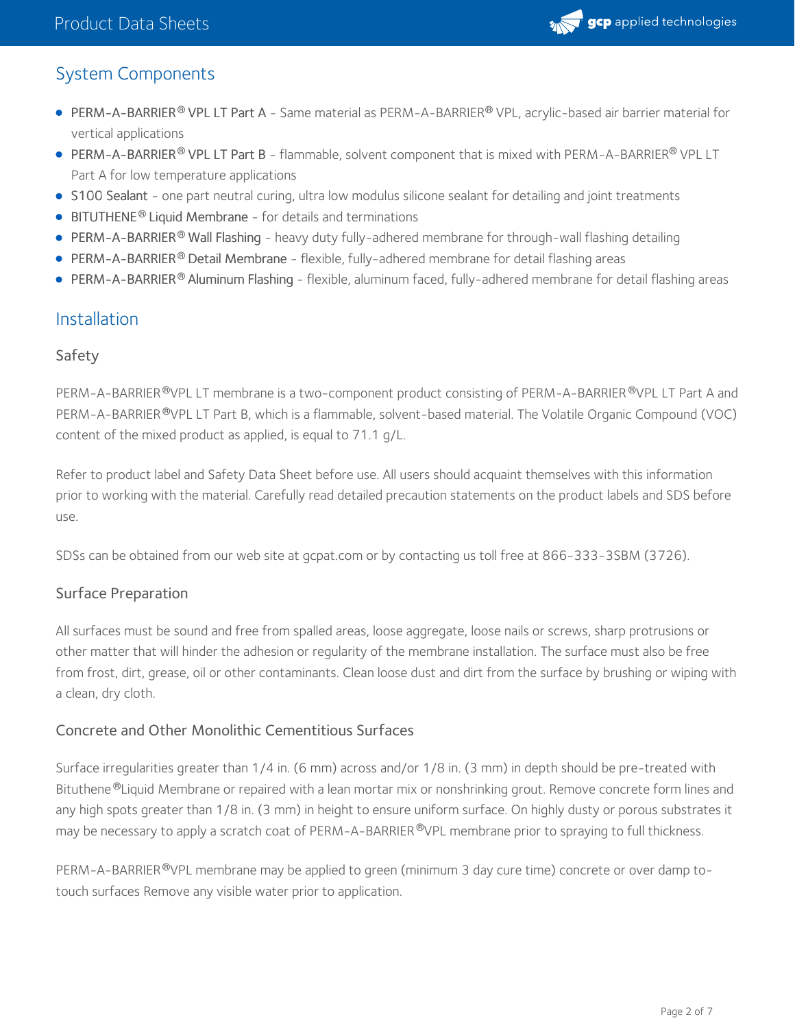## System Components

- PERM-A-BARRIER® VPL LT Part A - Same material as PERM-A-BARRIER® VPL, acrylic-based air barrier material for vertical applications
- PERM-A-BARRIER® VPL LT Part B - flammable, solvent component that is mixed with PERM-A-BARRIER® VPL LT Part A for low temperature applications
- S100 Sealant - one part neutral curing, ultra low modulus silicone sealant for detailing and joint treatments
- BITUTHENE® Liquid Membrane - for details and terminations
- PERM-A-BARRIER® Wall Flashing - heavy duty fully-adhered membrane for through-wall flashing detailing
- PERM-A-BARRIER® Detail Membrane - flexible, fully-adhered membrane for detail flashing areas
- PERM-A-BARRIER® Aluminum Flashing - flexible, aluminum faced, fully-adhered membrane for detail flashing areas

## Installation

### Safety

PERM-A-BARRIER®VPL LT membrane is a two-component product consisting of PERM-A-BARRIER®VPL LT Part A and PERM-A-BARRIER®VPL LT Part B, which is a flammable, solvent-based material. The Volatile Organic Compound (VOC) content of the mixed product as applied, is equal to 71.1 g/L.

Refer to product label and Safety Data Sheet before use. All users should acquaint themselves with this information prior to working with the material. Carefully read detailed precaution statements on the product labels and SDS before use.

SDSs can be obtained from our web site at gcpat.com or by contacting us toll free at 866-333-3SBM (3726).

### Surface Preparation

All surfaces must be sound and free from spalled areas, loose aggregate, loose nails or screws, sharp protrusions or other matter that will hinder the adhesion or regularity of the membrane installation. The surface must also be free from frost, dirt, grease, oil or other contaminants. Clean loose dust and dirt from the surface by brushing or wiping with a clean, dry cloth.

### Concrete and Other Monolithic Cementitious Surfaces

Surface irregularities greater than 1/4 in. (6 mm) across and/or 1/8 in. (3 mm) in depth should be pre-treated with Bituthene®Liquid Membrane or repaired with a lean mortar mix or nonshrinking grout. Remove concrete form lines and any high spots greater than 1/8 in. (3 mm) in height to ensure uniform surface. On highly dusty or porous substrates it may be necessary to apply a scratch coat of PERM-A-BARRIER®VPL membrane prior to spraying to full thickness.

PERM-A-BARRIER®VPL membrane may be applied to green (minimum 3 day cure time) concrete or over damp to-touch surfaces Remove any visible water prior to application.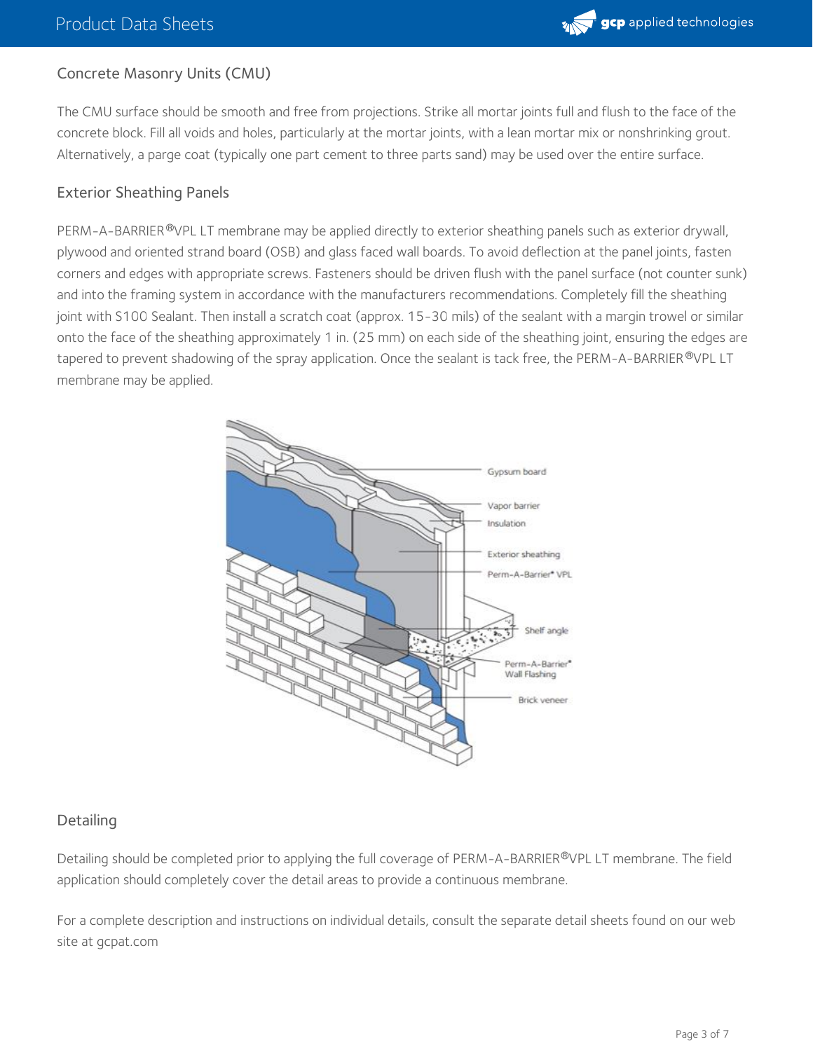## Concrete Masonry Units (CMU)

The CMU surface should be smooth and free from projections. Strike all mortar joints full and flush to the face of the concrete block. Fill all voids and holes, particularly at the mortar joints, with a lean mortar mix or nonshrinking grout. Alternatively, a parge coat (typically one part cement to three parts sand) may be used over the entire surface.

## Exterior Sheathing Panels

PERM-A-BARRIER®VPL LT membrane may be applied directly to exterior sheathing panels such as exterior drywall, plywood and oriented strand board (OSB) and glass faced wall boards. To avoid deflection at the panel joints, fasten corners and edges with appropriate screws. Fasteners should be driven flush with the panel surface (not counter sunk) and into the framing system in accordance with the manufacturers recommendations. Completely fill the sheathing joint with S100 Sealant. Then install a scratch coat (approx. 15-30 mils) of the sealant with a margin trowel or similar onto the face of the sheathing approximately 1 in. (25 mm) on each side of the sheathing joint, ensuring the edges are tapered to prevent shadowing of the spray application. Once the sealant is tack free, the PERM-A-BARRIER®VPL LT membrane may be applied.

## Detailing

Detailing should be completed prior to applying the full coverage of PERM-A-BARRIER®VPL LT membrane. The field application should completely cover the detail areas to provide a continuous membrane.

For a complete description and instructions on individual details, consult the separate detail sheets found on our web site at gcpat.com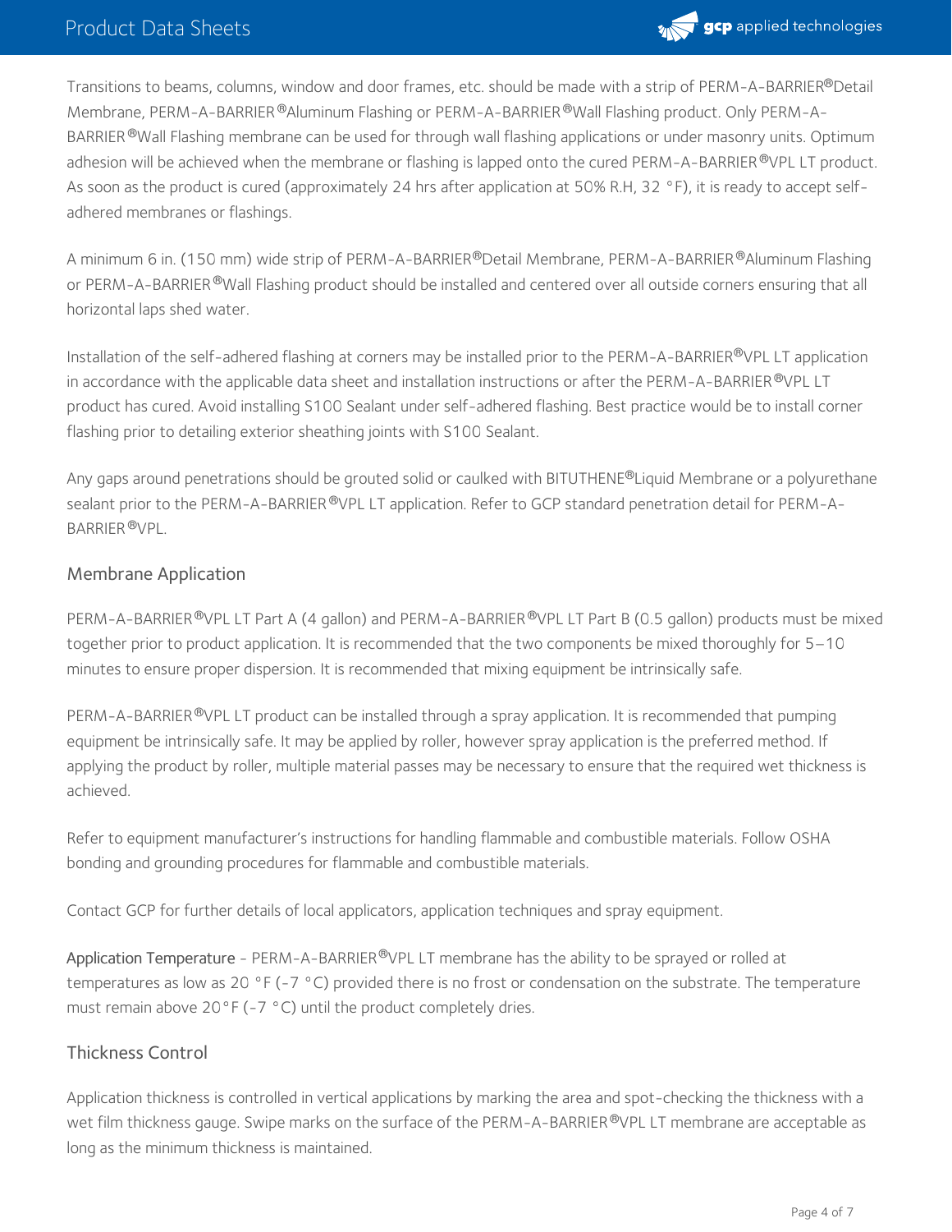Transitions to beams, columns, window and door frames, etc. should be made with a strip of PERM-A-BARRIER®Detail Membrane, PERM-A-BARRIER®Aluminum Flashing or PERM-A-BARRIER®Wall Flashing product. Only PERM-A-BARRIER®Wall Flashing membrane can be used for through wall flashing applications or under masonry units. Optimum adhesion will be achieved when the membrane or flashing is lapped onto the cured PERM-A-BARRIER®VPL LT product. As soon as the product is cured (approximately 24 hrs after application at 50% R.H, 32 °F), it is ready to accept self-adhered membranes or flashings.

A minimum 6 in. (150 mm) wide strip of PERM-A-BARRIER®Detail Membrane, PERM-A-BARRIER®Aluminum Flashing or PERM-A-BARRIER®Wall Flashing product should be installed and centered over all outside corners ensuring that all horizontal laps shed water.

Installation of the self-adhered flashing at corners may be installed prior to the PERM-A-BARRIER®VPL LT application in accordance with the applicable data sheet and installation instructions or after the PERM-A-BARRIER®VPL LT product has cured. Avoid installing S100 Sealant under self-adhered flashing. Best practice would be to install corner flashing prior to detailing exterior sheathing joints with S100 Sealant.

Any gaps around penetrations should be grouted solid or caulked with BITUTHENE®Liquid Membrane or a polyurethane sealant prior to the PERM-A-BARRIER®VPL LT application. Refer to GCP standard penetration detail for PERM-A-BARRIER®VPL.

## Membrane Application

PERM-A-BARRIER®VPL LT Part A (4 gallon) and PERM-A-BARRIER®VPL LT Part B (0.5 gallon) products must be mixed together prior to product application. It is recommended that the two components be mixed thoroughly for 5–10 minutes to ensure proper dispersion. It is recommended that mixing equipment be intrinsically safe.

PERM-A-BARRIER®VPL LT product can be installed through a spray application. It is recommended that pumping equipment be intrinsically safe. It may be applied by roller, however spray application is the preferred method. If applying the product by roller, multiple material passes may be necessary to ensure that the required wet thickness is achieved.

Refer to equipment manufacturer's instructions for handling flammable and combustible materials. Follow OSHA bonding and grounding procedures for flammable and combustible materials.

Contact GCP for further details of local applicators, application techniques and spray equipment.

Application Temperature - PERM-A-BARRIER®VPL LT membrane has the ability to be sprayed or rolled at temperatures as low as 20 °F (-7 °C) provided there is no frost or condensation on the substrate. The temperature must remain above 20°F (-7 °C) until the product completely dries.

## Thickness Control

Application thickness is controlled in vertical applications by marking the area and spot-checking the thickness with a wet film thickness gauge. Swipe marks on the surface of the PERM-A-BARRIER®VPL LT membrane are acceptable as long as the minimum thickness is maintained.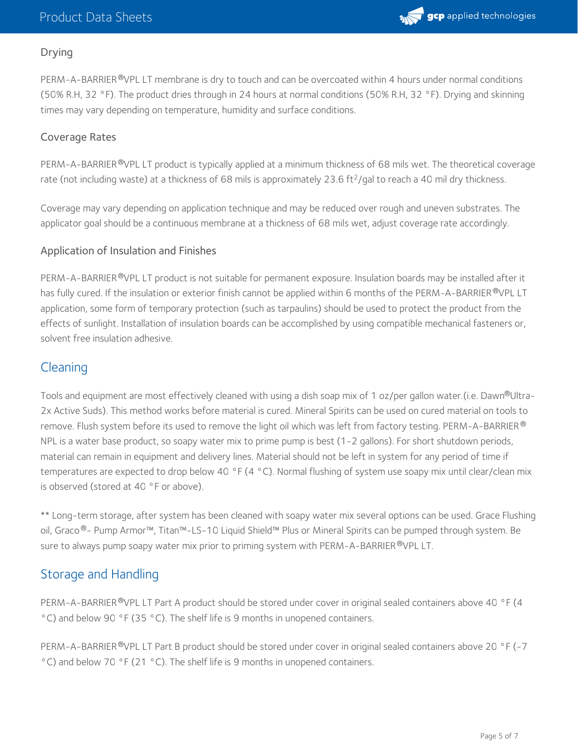### Drying

PERM-A-BARRIER®VPL LT membrane is dry to touch and can be overcoated within 4 hours under normal conditions (50% R.H, 32 °F). The product dries through in 24 hours at normal conditions (50% R.H, 32 °F). Drying and skinning times may vary depending on temperature, humidity and surface conditions.

### Coverage Rates

PERM-A-BARRIER®VPL LT product is typically applied at a minimum thickness of 68 mils wet. The theoretical coverage rate (not including waste) at a thickness of 68 mils is approximately 23.6 $ft^2$/gal to reach a 40 mil dry thickness.

Coverage may vary depending on application technique and may be reduced over rough and uneven substrates. The applicator goal should be a continuous membrane at a thickness of 68 mils wet, adjust coverage rate accordingly.

### Application of Insulation and Finishes

PERM-A-BARRIER®VPL LT product is not suitable for permanent exposure. Insulation boards may be installed after it has fully cured. If the insulation or exterior finish cannot be applied within 6 months of the PERM-A-BARRIER®VPL LT application, some form of temporary protection (such as tarpaulins) should be used to protect the product from the effects of sunlight. Installation of insulation boards can be accomplished by using compatible mechanical fasteners or, solvent free insulation adhesive.

## Cleaning

Tools and equipment are most effectively cleaned with using a dish soap mix of 1 oz/per gallon water.(i.e. Dawn®Ultra-2x Active Suds). This method works before material is cured. Mineral Spirits can be used on cured material on tools to remove. Flush system before its used to remove the light oil which was left from factory testing. PERM-A-BARRIER® NPL is a water base product, so soapy water mix to prime pump is best (1-2 gallons). For short shutdown periods, material can remain in equipment and delivery lines. Material should not be left in system for any period of time if temperatures are expected to drop below 40 °F (4 °C). Normal flushing of system use soapy mix until clear/clean mix is observed (stored at 40 °F or above).

** Long-term storage, after system has been cleaned with soapy water mix several options can be used. Grace Flushing oil, Graco®- Pump Armor™, Titan™-LS-10 Liquid Shield™ Plus or Mineral Spirits can be pumped through system. Be sure to always pump soapy water mix prior to priming system with PERM-A-BARRIER®VPL LT.

## Storage and Handling

PERM-A-BARRIER®VPL LT Part A product should be stored under cover in original sealed containers above 40 °F (4 °C) and below 90 °F (35 °C). The shelf life is 9 months in unopened containers.

PERM-A-BARRIER®VPL LT Part B product should be stored under cover in original sealed containers above 20 °F (-7 °C) and below 70 °F (21 °C). The shelf life is 9 months in unopened containers.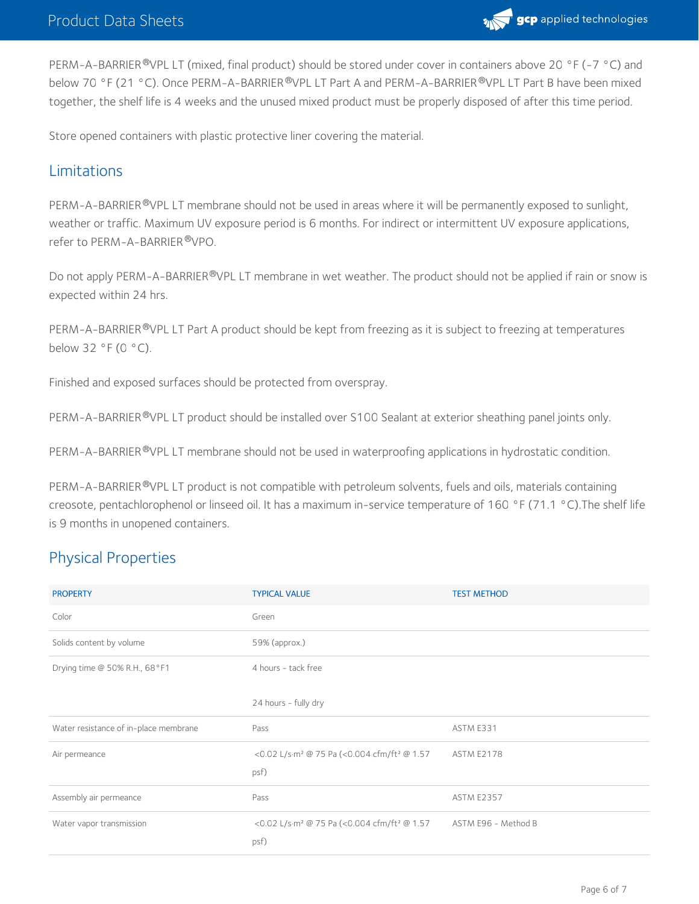PERM-A-BARRIER®VPL LT (mixed, final product) should be stored under cover in containers above 20 °F (-7 °C) and below 70 °F (21 °C). Once PERM-A-BARRIER®VPL LT Part A and PERM-A-BARRIER®VPL LT Part B have been mixed together, the shelf life is 4 weeks and the unused mixed product must be properly disposed of after this time period.

Store opened containers with plastic protective liner covering the material.

## Limitations

PERM-A-BARRIER®VPL LT membrane should not be used in areas where it will be permanently exposed to sunlight, weather or traffic. Maximum UV exposure period is 6 months. For indirect or intermittent UV exposure applications, refer to PERM-A-BARRIER®VPO.

Do not apply PERM-A-BARRIER®VPL LT membrane in wet weather. The product should not be applied if rain or snow is expected within 24 hrs.

PERM-A-BARRIER®VPL LT Part A product should be kept from freezing as it is subject to freezing at temperatures below 32 °F (0 °C).

Finished and exposed surfaces should be protected from overspray.

PERM-A-BARRIER®VPL LT product should be installed over S100 Sealant at exterior sheathing panel joints only.

PERM-A-BARRIER®VPL LT membrane should not be used in waterproofing applications in hydrostatic condition.

PERM-A-BARRIER®VPL LT product is not compatible with petroleum solvents, fuels and oils, materials containing creosote, pentachlorophenol or linseed oil. It has a maximum in-service temperature of 160 °F (71.1 °C).The shelf life is 9 months in unopened containers.

## Physical Properties

| PROPERTY | TYPICAL VALUE | TEST METHOD |
|---|---|---|
| Color | Green | |
| Solids content by volume | 59% (approx.) | |
| Drying time @ 50% R.H., 68°F1 | 4 hours - tack free<br><br>24 hours - fully dry | |
| Water resistance of in-place membrane | Pass | ASTM E331 |
| Air permeance | <0.02 L/s·m² @ 75 Pa (<0.004 cfm/ft² @ 1.57 psf) | ASTM E2178 |
| Assembly air permeance | Pass | ASTM E2357 |
| Water vapor transmission | <0.02 L/s·m² @ 75 Pa (<0.004 cfm/ft² @ 1.57 psf) | ASTM E96 - Method B |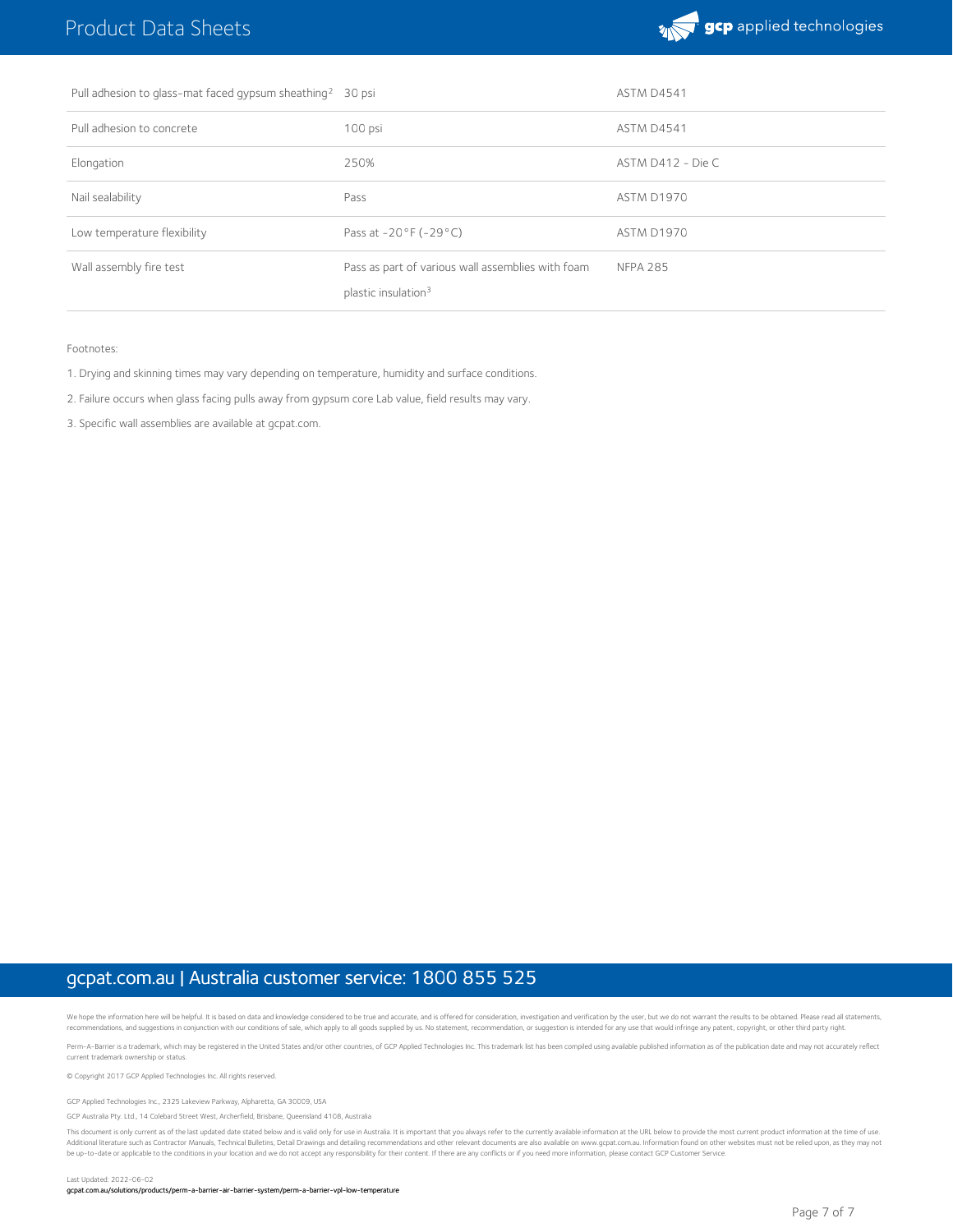| | | |
|---|---|---|
| Pull adhesion to glass-mat faced gypsum sheathing[2] | 30 psi | ASTM D4541 |
| Pull adhesion to concrete | 100 psi | ASTM D4541 |
| Elongation | 250% | ASTM D412 - Die C |
| Nail sealability | Pass | ASTM D1970 |
| Low temperature flexibility | Pass at -20°F (-29°C) | ASTM D1970 |
| Wall assembly fire test | Pass as part of various wall assemblies with foam plastic insulation[3] | NFPA 285 |

Footnotes:

1. Drying and skinning times may vary depending on temperature, humidity and surface conditions.

2. Failure occurs when glass facing pulls away from gypsum core Lab value, field results may vary.

3. Specific wall assemblies are available at gcpat.com.

gcpat.com.au | Australia customer service: 1800 855 525

We hope the information here will be helpful. It is based on data and knowledge considered to be true and accurate, and is offered for consideration, investigation and verification by the user, but we do not warrant the results to be obtained. Please read all statements, recommendations, and suggestions in conjunction with our conditions of sale, which apply to all goods supplied by us. No statement, recommendation, or suggestion is intended for any use that would infringe any patent, copyright, or other third party right.

Perm-A-Barrier is a trademark, which may be registered in the United States and/or other countries, of GCP Applied Technologies Inc. This trademark list has been compiled using available published information as of the publication date and may not accurately reflect current trademark ownership or status.

© Copyright 2017 GCP Applied Technologies Inc. All rights reserved.

GCP Applied Technologies Inc., 2325 Lakeview Parkway, Alpharetta, GA 30009, USA

GCP Australia Pty. Ltd., 14 Colebard Street West, Archerfield, Brisbane, Queensland 4108, Australia

This document is only current as of the last updated date stated below and is valid only for use in Australia. It is important that you always refer to the currently available information at the URL below to provide the most current product information at the time of use. Additional literature such as Contractor Manuals, Technical Bulletins, Detail Drawings and detailing recommendations and other relevant documents are also available on www.gcpat.com.au. Information found on other websites must not be relied upon, as they may not be up-to-date or applicable to the conditions in your location and we do not accept any responsibility for their content. If there are any conflicts or if you need more information, please contact GCP Customer Service.

Last Updated: 2022-06-02

gcpat.com.au/solutions/products/perm-a-barrier-air-barrier-system/perm-a-barrier-vpl-low-temperature